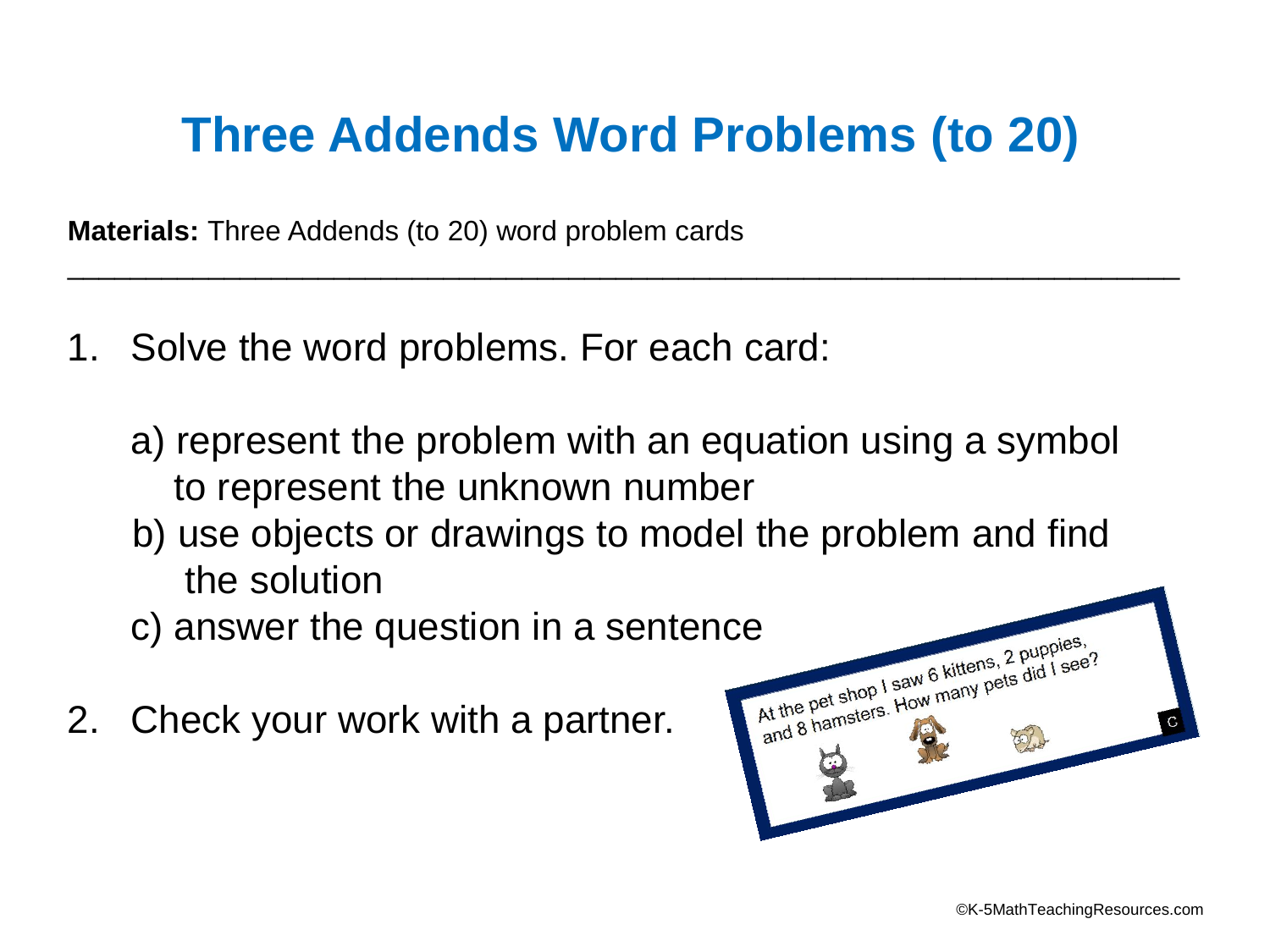# Three Addends Word Problems (to 20)

**Materials:** Three Addends (to 20) word problem cards

---

1. Solve the word problems. For each card:

   a) represent the problem with an equation using a symbol to represent the unknown number
   
   b) use objects or drawings to model the problem and find the solution
   
   c) answer the question in a sentence

2. Check your work with a partner.

At the pet shop I saw 6 kittens, 2 puppies, and 8 hamsters. How many pets did I see?

C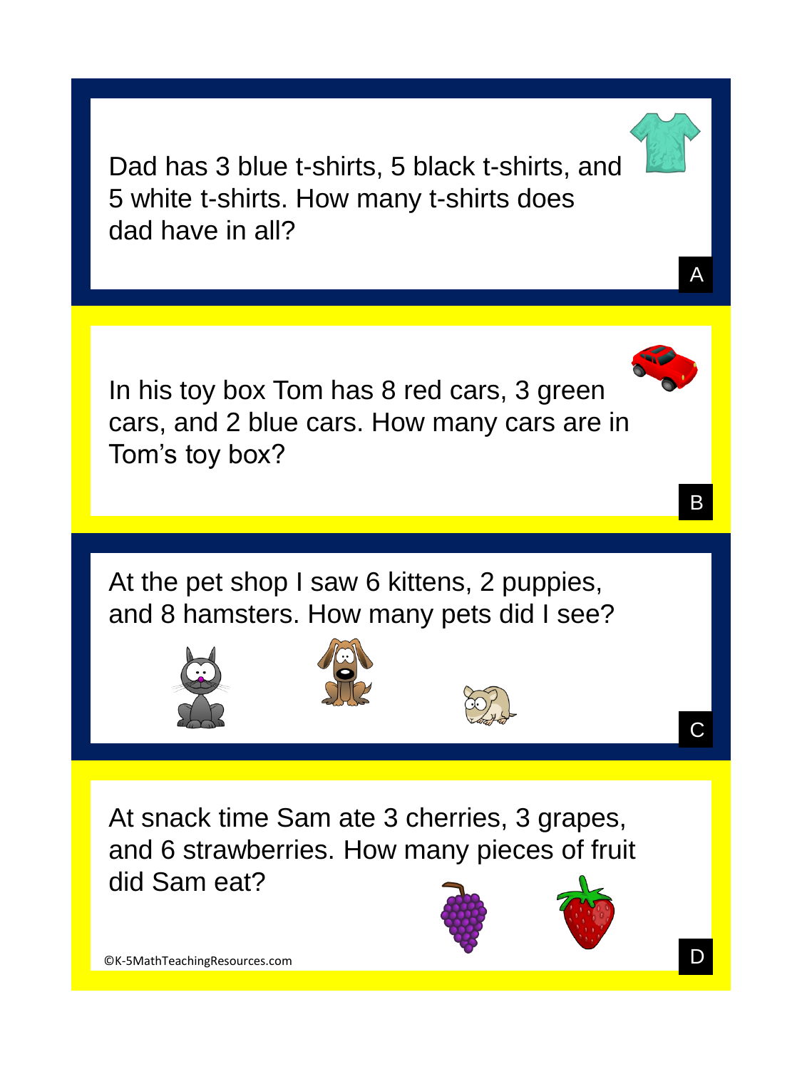Dad has 3 blue t-shirts, 5 black t-shirts, and 5 white t-shirts. How many t-shirts does dad have in all?

A

In his toy box Tom has 8 red cars, 3 green cars, and 2 blue cars. How many cars are in Tom's toy box?

B

At the pet shop I saw 6 kittens, 2 puppies, and 8 hamsters. How many pets did I see?

C

At snack time Sam ate 3 cherries, 3 grapes, and 6 strawberries. How many pieces of fruit did Sam eat?

D

©K-5MathTeachingResources.com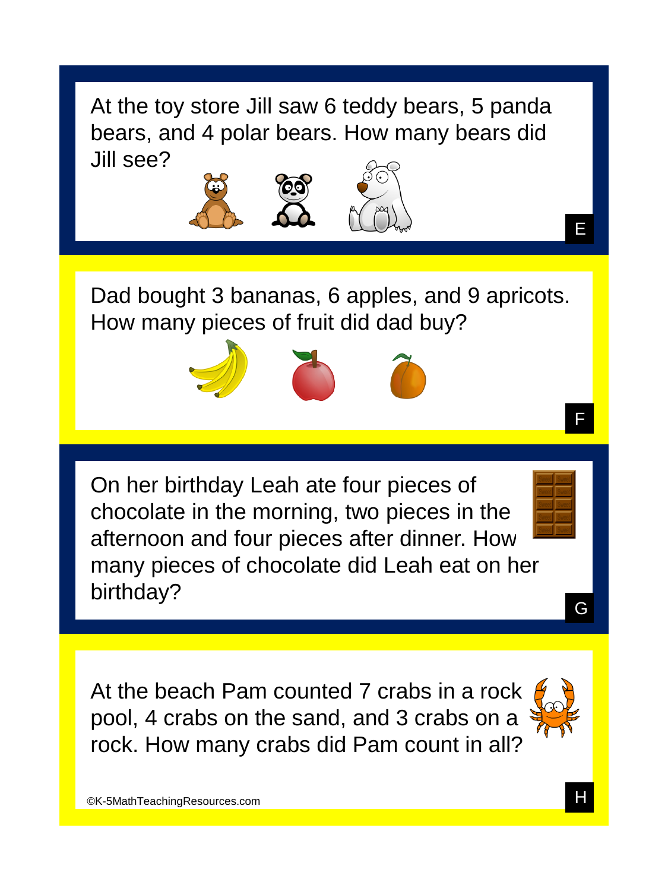At the toy store Jill saw 6 teddy bears, 5 panda bears, and 4 polar bears. How many bears did Jill see?

E

---

Dad bought 3 bananas, 6 apples, and 9 apricots. How many pieces of fruit did dad buy?

F

---

On her birthday Leah ate four pieces of chocolate in the morning, two pieces in the afternoon and four pieces after dinner. How many pieces of chocolate did Leah eat on her birthday?

G

---

At the beach Pam counted 7 crabs in a rock pool, 4 crabs on the sand, and 3 crabs on a rock. How many crabs did Pam count in all?

H

©K-5MathTeachingResources.com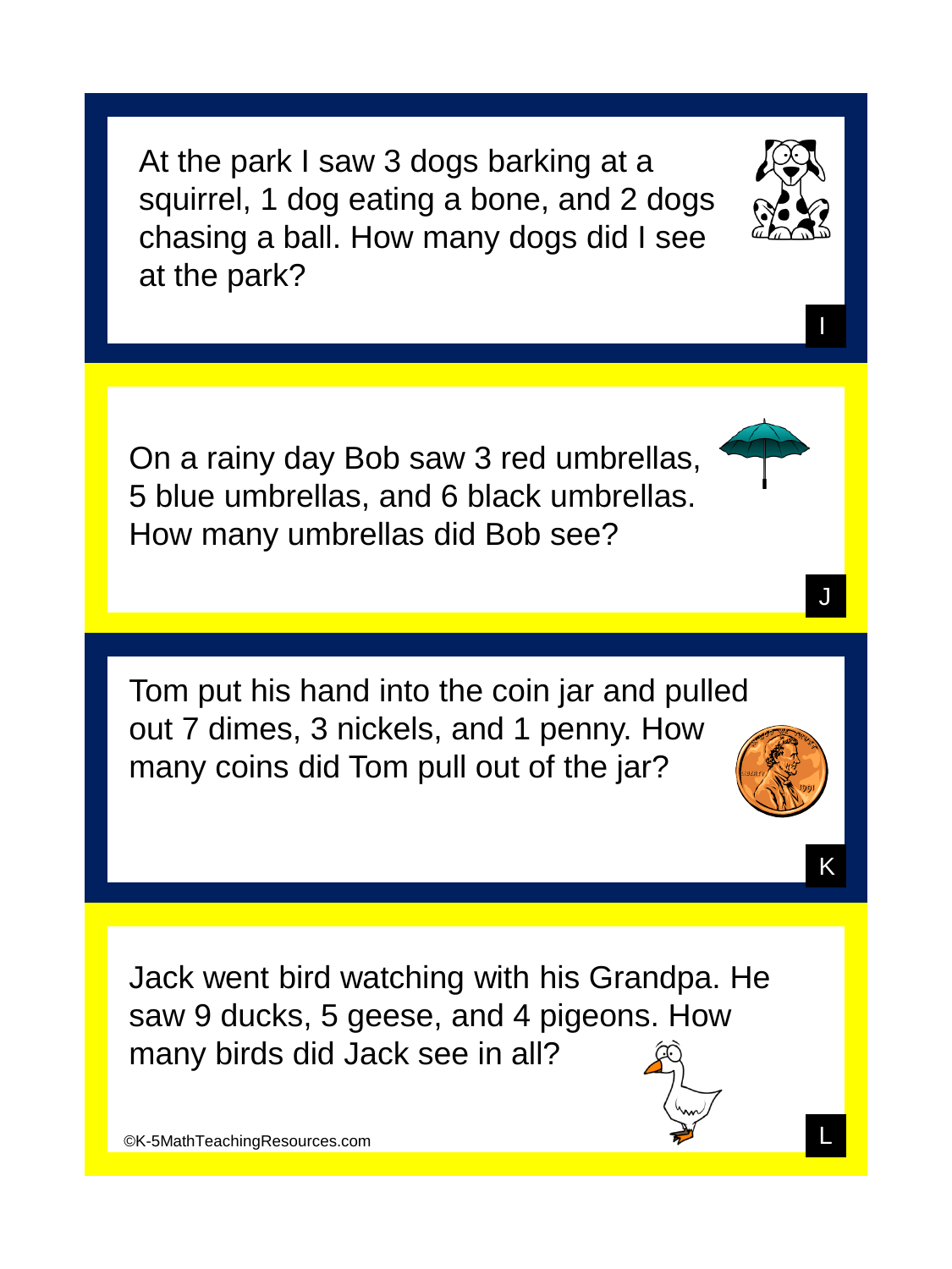At the park I saw 3 dogs barking at a squirrel, 1 dog eating a bone, and 2 dogs chasing a ball. How many dogs did I see at the park?

I

On a rainy day Bob saw 3 red umbrellas, 5 blue umbrellas, and 6 black umbrellas. How many umbrellas did Bob see?

J

Tom put his hand into the coin jar and pulled out 7 dimes, 3 nickels, and 1 penny. How many coins did Tom pull out of the jar?

K

Jack went bird watching with his Grandpa. He saw 9 ducks, 5 geese, and 4 pigeons. How many birds did Jack see in all?

L

©K-5MathTeachingResources.com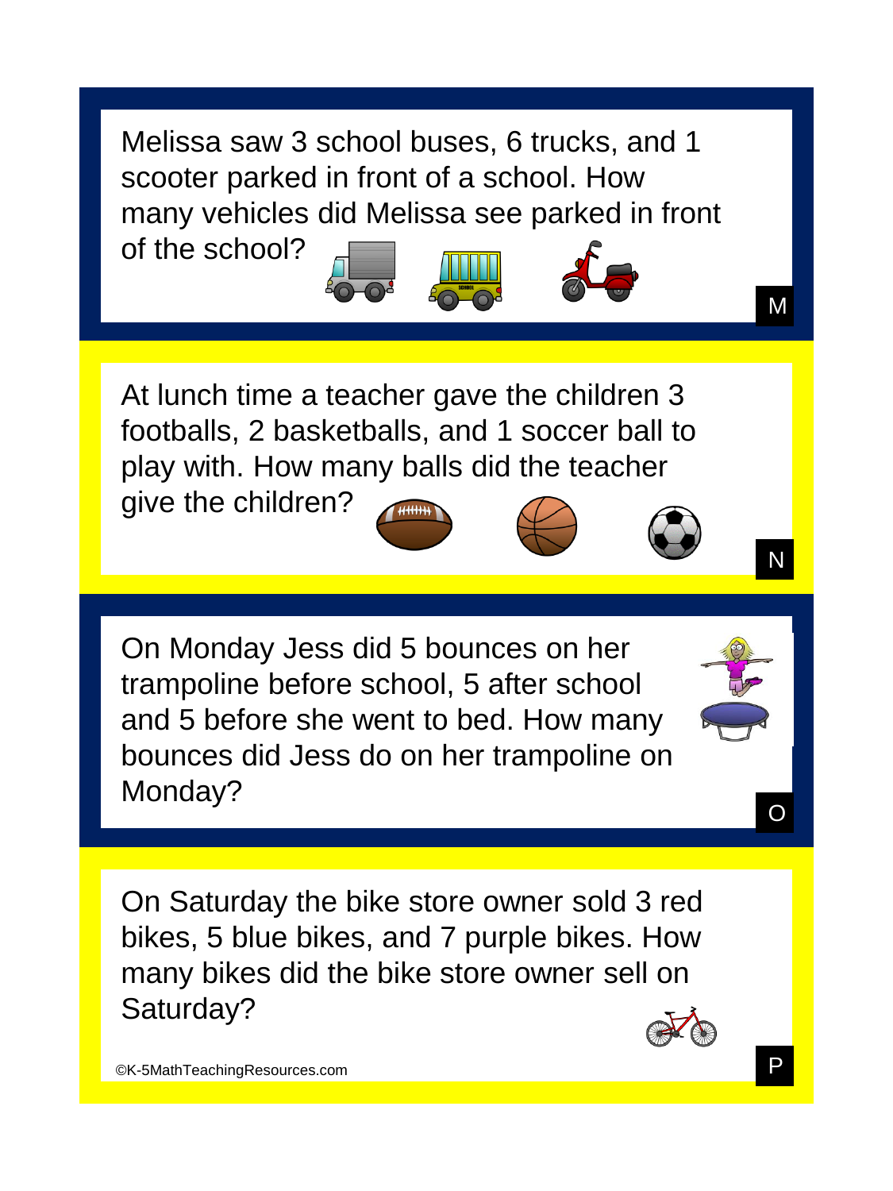Melissa saw 3 school buses, 6 trucks, and 1 scooter parked in front of a school. How many vehicles did Melissa see parked in front of the school?

M

At lunch time a teacher gave the children 3 footballs, 2 basketballs, and 1 soccer ball to play with. How many balls did the teacher give the children?

N

On Monday Jess did 5 bounces on her trampoline before school, 5 after school and 5 before she went to bed. How many bounces did Jess do on her trampoline on Monday?

O

On Saturday the bike store owner sold 3 red bikes, 5 blue bikes, and 7 purple bikes. How many bikes did the bike store owner sell on Saturday?

P

©K-5MathTeachingResources.com